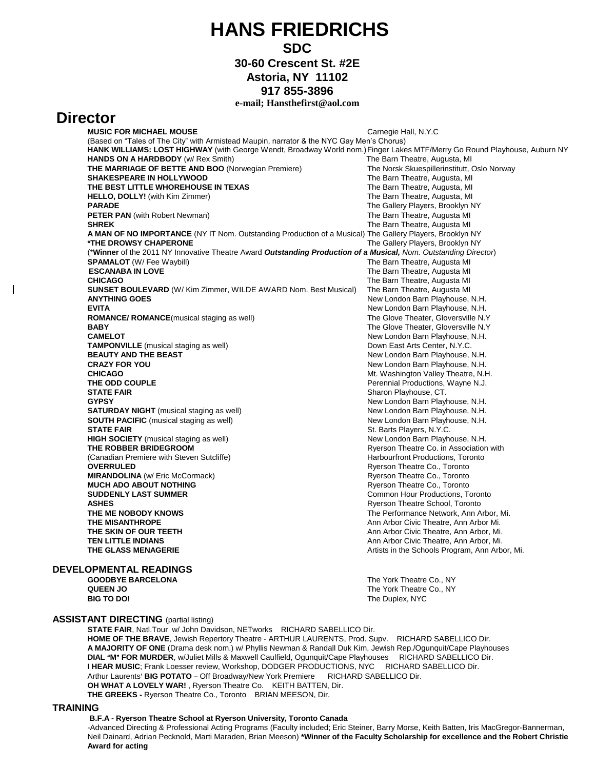# HANS FRIEDRICHS

**SDC**

**30-60 Crescent St. #2E**

**Astoria, NY 11102**

**917 855-3896**

**e-mail; Hansthefirst@aol.com**

## Director

**MUSIC FOR MICHAEL MOUSE** — Carnegie Hall, N.Y.C
(Based on "Tales of The City" with Armistead Maupin, narrator & the NYC Gay Men's Chorus)

**HANK WILLIAMS: LOST HIGHWAY** (with George Wendt, Broadway World nom.) — Finger Lakes MTF/Merry Go Round Playhouse, Auburn NY

**HANDS ON A HARDBODY** (w/ Rex Smith) — The Barn Theatre, Augusta, MI

**THE MARRIAGE OF BETTE AND BOO** (Norwegian Premiere) — The Norsk Skuespillerinstitutt, Oslo Norway

**SHAKESPEARE IN HOLLYWOOD** — The Barn Theatre, Augusta, MI

**THE BEST LITTLE WHOREHOUSE IN TEXAS** — The Barn Theatre, Augusta, MI

**HELLO, DOLLY!** (with Kim Zimmer) — The Barn Theatre, Augusta, MI

**PARADE** — The Gallery Players, Brooklyn NY

**PETER PAN** (with Robert Newman) — The Barn Theatre, Augusta MI

**SHREK** — The Barn Theatre, Augusta MI

**A MAN OF NO IMPORTANCE** (NY IT Nom. Outstanding Production of a Musical) — The Gallery Players, Brooklyn NY

**\*THE DROWSY CHAPERONE** — The Gallery Players, Brooklyn NY
(\***Winner** of the 2011 NY Innovative Theatre Award ***Outstanding Production of a Musical,*** *Nom. Outstanding Director*)

**SPAMALOT** (W/ Fee Waybill) — The Barn Theatre, Augusta MI

**ESCANABA IN LOVE** — The Barn Theatre, Augusta MI

**CHICAGO** — The Barn Theatre, Augusta MI

**SUNSET BOULEVARD** (W/ Kim Zimmer, WILDE AWARD Nom. Best Musical) — The Barn Theatre, Augusta MI

**ANYTHING GOES** — New London Barn Playhouse, N.H.

**EVITA** — New London Barn Playhouse, N.H.

**ROMANCE/ ROMANCE**(musical staging as well) — The Glove Theater, Gloversville N.Y

**BABY** — The Glove Theater, Gloversville N.Y

**CAMELOT** — New London Barn Playhouse, N.H.

**TAMPONVILLE** (musical staging as well) — Down East Arts Center, N.Y.C.

**BEAUTY AND THE BEAST** — New London Barn Playhouse, N.H.

**CRAZY FOR YOU** — New London Barn Playhouse, N.H.

**CHICAGO** — Mt. Washington Valley Theatre, N.H.

**THE ODD COUPLE** — Perennial Productions, Wayne N.J.

**STATE FAIR** — Sharon Playhouse, CT.

**GYPSY** — New London Barn Playhouse, N.H.

**SATURDAY NIGHT** (musical staging as well) — New London Barn Playhouse, N.H.

**SOUTH PACIFIC** (musical staging as well) — New London Barn Playhouse, N.H.

**STATE FAIR** — St. Barts Players, N.Y.C.

**HIGH SOCIETY** (musical staging as well) — New London Barn Playhouse, N.H.

**THE ROBBER BRIDEGROOM** — Ryerson Theatre Co. in Association with
(Canadian Premiere with Steven Sutcliffe) — Harbourfront Productions, Toronto

**OVERRULED** — Ryerson Theatre Co., Toronto

**MIRANDOLINA** (w/ Eric McCormack) — Ryerson Theatre Co., Toronto

**MUCH ADO ABOUT NOTHING** — Ryerson Theatre Co., Toronto

**SUDDENLY LAST SUMMER** — Common Hour Productions, Toronto

**ASHES** — Ryerson Theatre School, Toronto

**THE ME NOBODY KNOWS** — The Performance Network, Ann Arbor, Mi.

**THE MISANTHROPE** — Ann Arbor Civic Theatre, Ann Arbor Mi.

**THE SKIN OF OUR TEETH** — Ann Arbor Civic Theatre, Ann Arbor, Mi.

**TEN LITTLE INDIANS** — Ann Arbor Civic Theatre, Ann Arbor, Mi.

**THE GLASS MENAGERIE** — Artists in the Schools Program, Ann Arbor, Mi.

### DEVELOPMENTAL READINGS

**GOODBYE BARCELONA** — The York Theatre Co., NY

**QUEEN JO** — The York Theatre Co., NY

**BIG TO DO!** — The Duplex, NYC

### ASSISTANT DIRECTING (partial listing)

**STATE FAIR**, Natl.Tour w/ John Davidson, NETworks RICHARD SABELLICO Dir.

**HOME OF THE BRAVE**, Jewish Repertory Theatre - ARTHUR LAURENTS, Prod. Supv. RICHARD SABELLICO Dir.

**A MAJORITY OF ONE** (Drama desk nom.) w/ Phyllis Newman & Randall Duk Kim, Jewish Rep./Ogunquit/Cape Playhouses

**DIAL "M" FOR MURDER**, w/Juliet Mills & Maxwell Caulfield, Ogunquit/Cape Playhouses RICHARD SABELLICO Dir.

**I HEAR MUSIC**; Frank Loesser review, Workshop, DODGER PRODUCTIONS, NYC RICHARD SABELLICO Dir.

Arthur Laurents' **BIG POTATO** – Off Broadway/New York Premiere RICHARD SABELLICO Dir.

**OH WHAT A LOVELY WAR!** , Ryerson Theatre Co. KEITH BATTEN, Dir.

**THE GREEKS -** Ryerson Theatre Co., Toronto BRIAN MEESON, Dir.

### TRAINING

**B.F.A - Ryerson Theatre School at Ryerson University, Toronto Canada**

-Advanced Directing & Professional Acting Programs (Faculty included; Eric Steiner, Barry Morse, Keith Batten, Iris MacGregor-Bannerman, Neil Dainard, Adrian Pecknold, Marti Maraden, Brian Meeson) **\*Winner of the Faculty Scholarship for excellence and the Robert Christie Award for acting**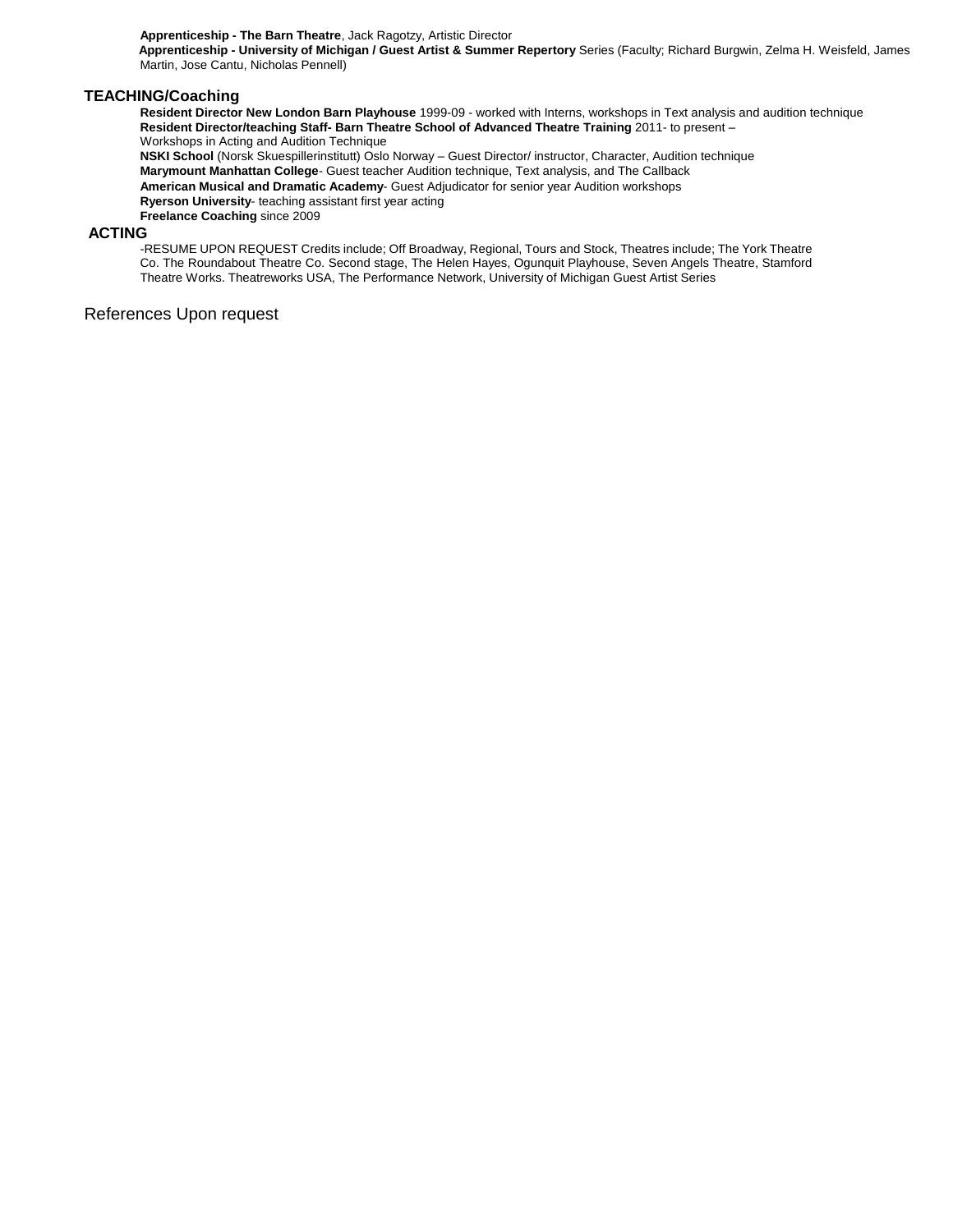**Apprenticeship - The Barn Theatre**, Jack Ragotzy, Artistic Director
**Apprenticeship - University of Michigan / Guest Artist & Summer Repertory** Series (Faculty; Richard Burgwin, Zelma H. Weisfeld, James Martin, Jose Cantu, Nicholas Pennell)

## TEACHING/Coaching

**Resident Director New London Barn Playhouse** 1999-09 - worked with Interns, workshops in Text analysis and audition technique
**Resident Director/teaching Staff- Barn Theatre School of Advanced Theatre Training** 2011- to present –
Workshops in Acting and Audition Technique
**NSKI School** (Norsk Skuespillerinstitutt) Oslo Norway – Guest Director/ instructor, Character, Audition technique
**Marymount Manhattan College**- Guest teacher Audition technique, Text analysis, and The Callback
**American Musical and Dramatic Academy**- Guest Adjudicator for senior year Audition workshops
**Ryerson University**- teaching assistant first year acting
**Freelance Coaching** since 2009

## ACTING

-RESUME UPON REQUEST Credits include; Off Broadway, Regional, Tours and Stock, Theatres include; The York Theatre Co. The Roundabout Theatre Co. Second stage, The Helen Hayes, Ogunquit Playhouse, Seven Angels Theatre, Stamford Theatre Works. Theatreworks USA, The Performance Network, University of Michigan Guest Artist Series

References Upon request